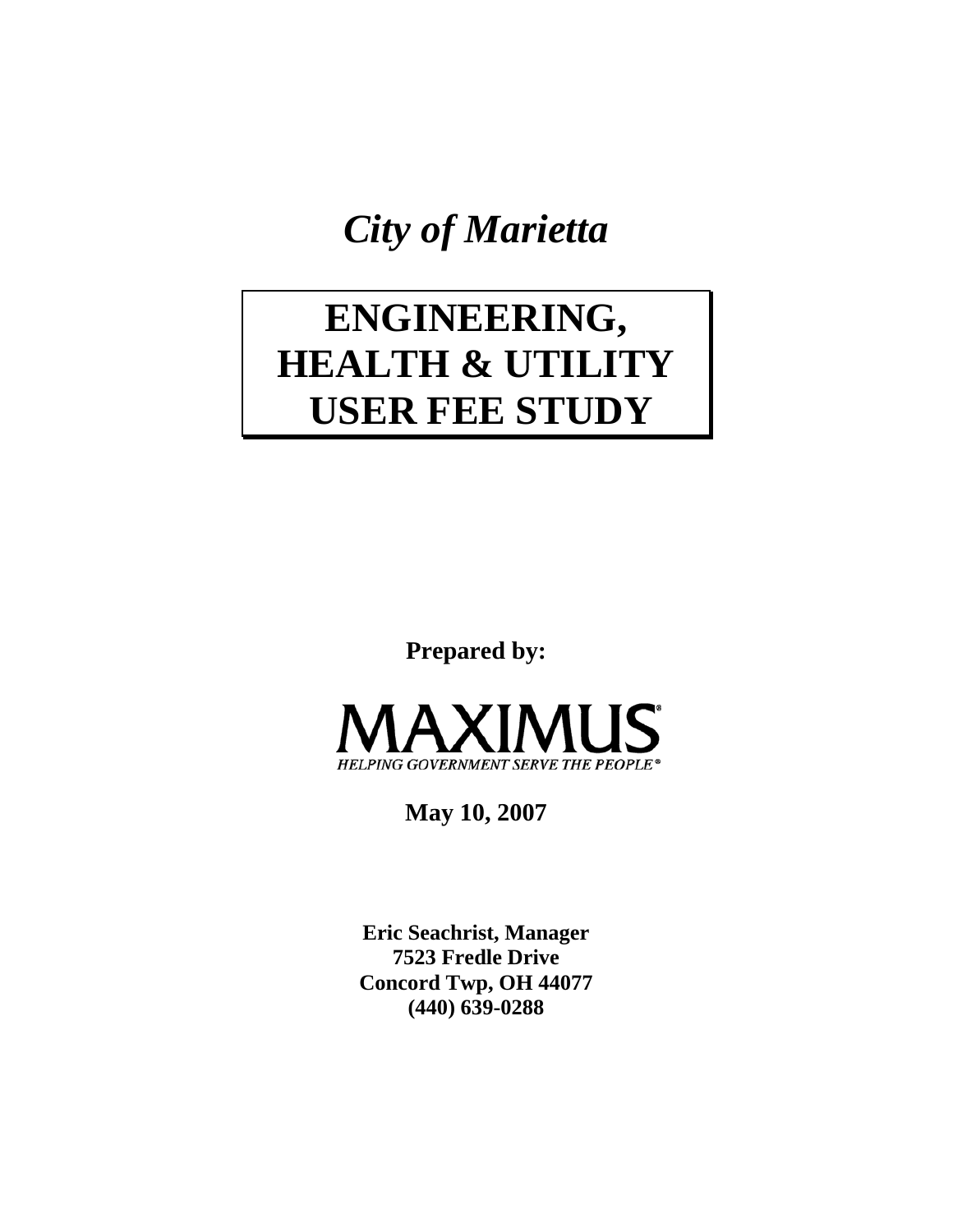*City of Marietta*

# ENGINEERING, HEALTH & UTILITY USER FEE STUDY

**Prepared by:**

MAXIMUS

*HELPING GOVERNMENT SERVE THE PEOPLE®*

**May 10, 2007**

**Eric Seachrist, Manager**
**7523 Fredle Drive**
**Concord Twp, OH 44077**
**(440) 639-0288**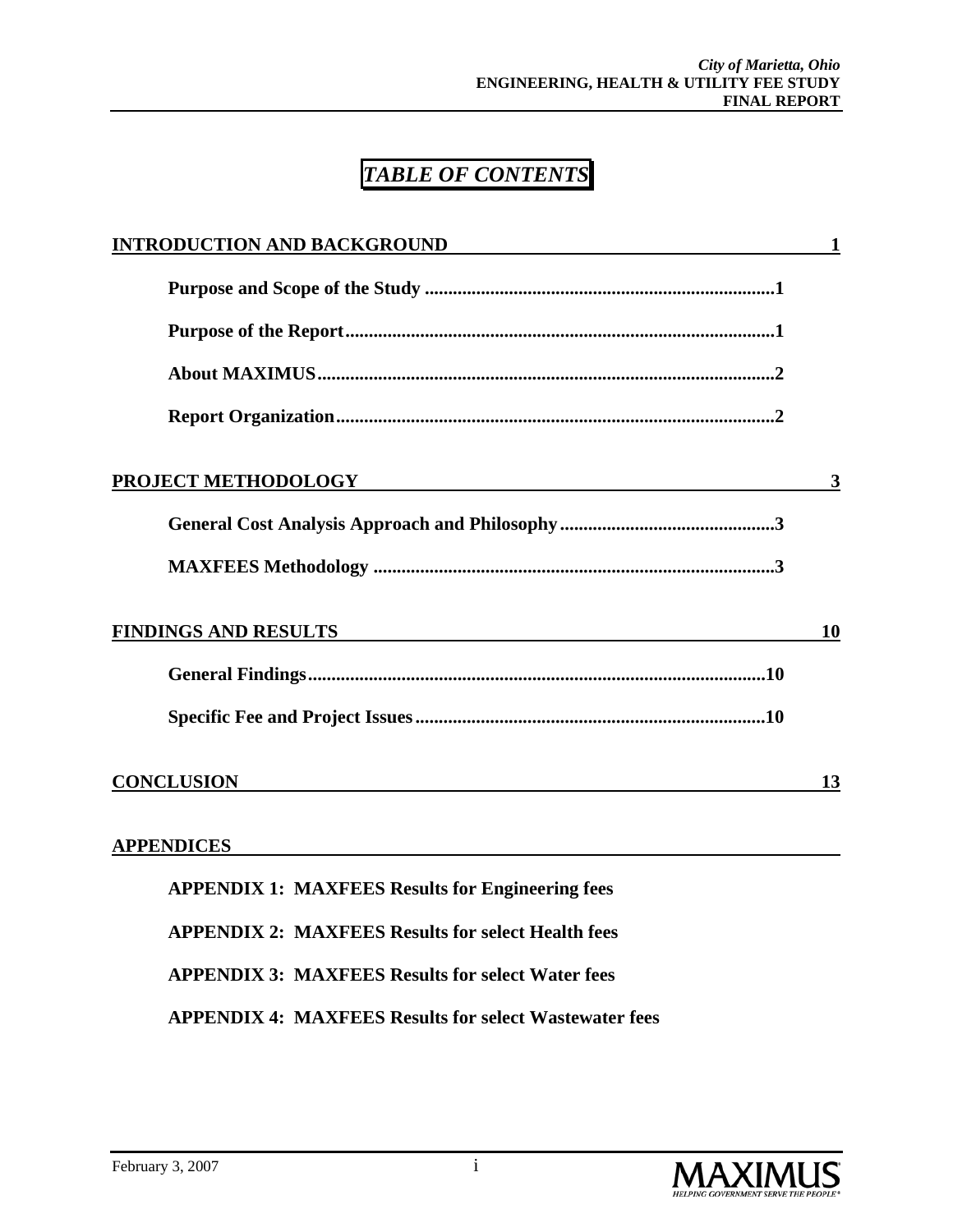# *TABLE OF CONTENTS*

**INTRODUCTION AND BACKGROUND** **1**

- **Purpose and Scope of the Study ............................................................................1**
- **Purpose of the Report...........................................................................................1**
- **About MAXIMUS..................................................................................................2**
- **Report Organization.............................................................................................2**

**PROJECT METHODOLOGY** **3**

- **General Cost Analysis Approach and Philosophy..............................................3**
- **MAXFEES Methodology ......................................................................................3**

**FINDINGS AND RESULTS** **10**

- **General Findings..................................................................................................10**
- **Specific Fee and Project Issues...........................................................................10**

**CONCLUSION** **13**

**APPENDICES**

- **APPENDIX 1: MAXFEES Results for Engineering fees**
- **APPENDIX 2: MAXFEES Results for select Health fees**
- **APPENDIX 3: MAXFEES Results for select Water fees**
- **APPENDIX 4: MAXFEES Results for select Wastewater fees**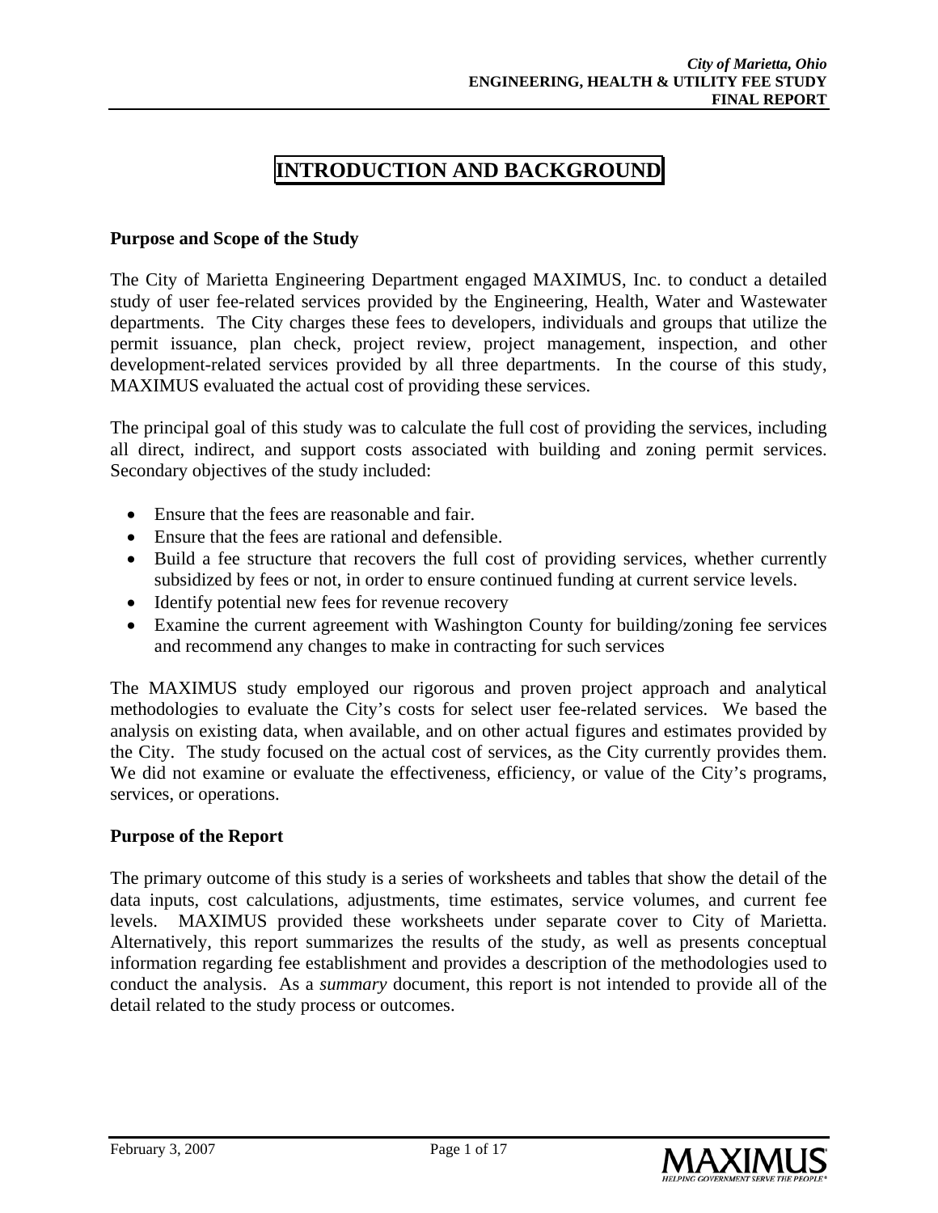# INTRODUCTION AND BACKGROUND

**Purpose and Scope of the Study**

The City of Marietta Engineering Department engaged MAXIMUS, Inc. to conduct a detailed study of user fee-related services provided by the Engineering, Health, Water and Wastewater departments. The City charges these fees to developers, individuals and groups that utilize the permit issuance, plan check, project review, project management, inspection, and other development-related services provided by all three departments. In the course of this study, MAXIMUS evaluated the actual cost of providing these services.

The principal goal of this study was to calculate the full cost of providing the services, including all direct, indirect, and support costs associated with building and zoning permit services. Secondary objectives of the study included:

- Ensure that the fees are reasonable and fair.
- Ensure that the fees are rational and defensible.
- Build a fee structure that recovers the full cost of providing services, whether currently subsidized by fees or not, in order to ensure continued funding at current service levels.
- Identify potential new fees for revenue recovery
- Examine the current agreement with Washington County for building/zoning fee services and recommend any changes to make in contracting for such services

The MAXIMUS study employed our rigorous and proven project approach and analytical methodologies to evaluate the City's costs for select user fee-related services. We based the analysis on existing data, when available, and on other actual figures and estimates provided by the City. The study focused on the actual cost of services, as the City currently provides them. We did not examine or evaluate the effectiveness, efficiency, or value of the City's programs, services, or operations.

**Purpose of the Report**

The primary outcome of this study is a series of worksheets and tables that show the detail of the data inputs, cost calculations, adjustments, time estimates, service volumes, and current fee levels. MAXIMUS provided these worksheets under separate cover to City of Marietta. Alternatively, this report summarizes the results of the study, as well as presents conceptual information regarding fee establishment and provides a description of the methodologies used to conduct the analysis. As a *summary* document, this report is not intended to provide all of the detail related to the study process or outcomes.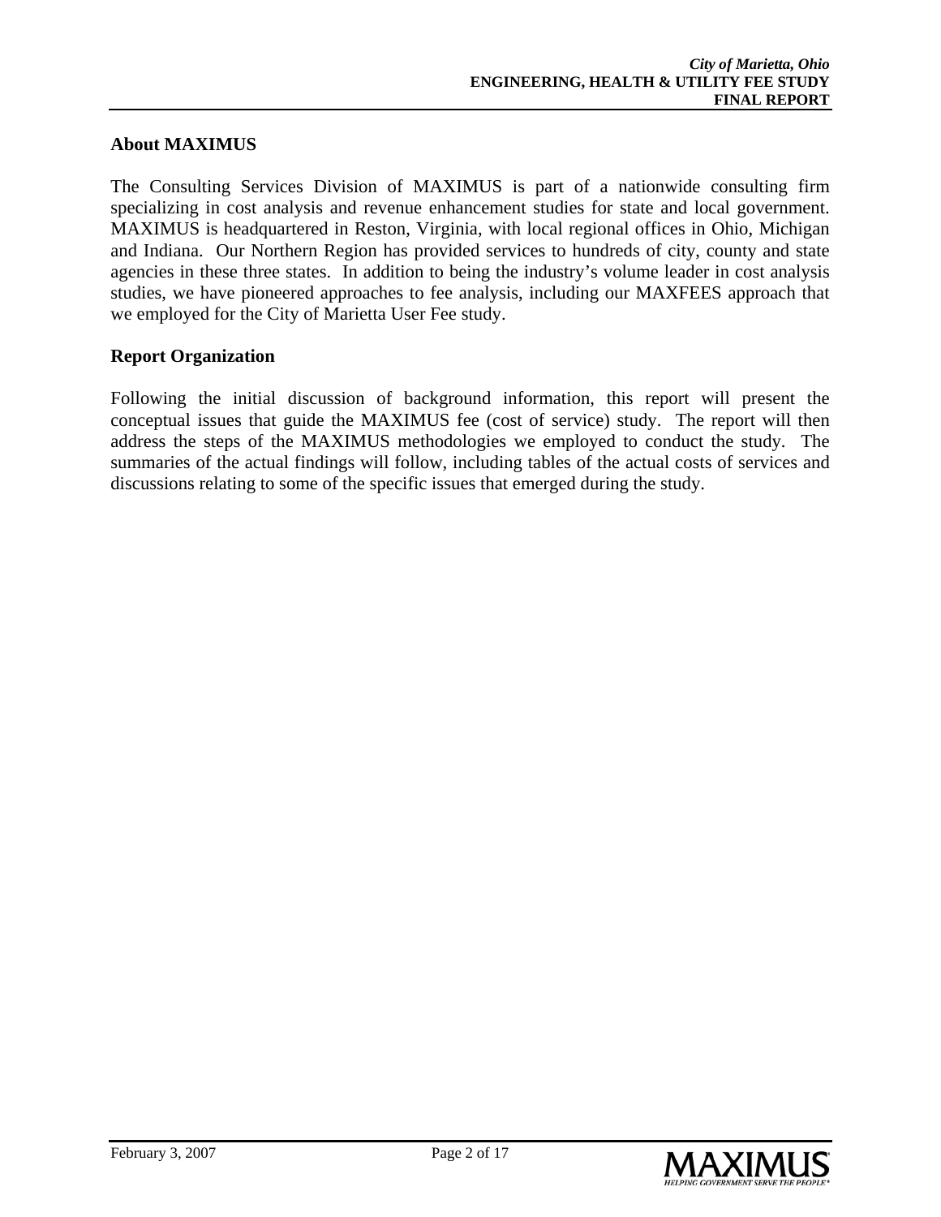## About MAXIMUS

The Consulting Services Division of MAXIMUS is part of a nationwide consulting firm specializing in cost analysis and revenue enhancement studies for state and local government. MAXIMUS is headquartered in Reston, Virginia, with local regional offices in Ohio, Michigan and Indiana. Our Northern Region has provided services to hundreds of city, county and state agencies in these three states. In addition to being the industry's volume leader in cost analysis studies, we have pioneered approaches to fee analysis, including our MAXFEES approach that we employed for the City of Marietta User Fee study.

## Report Organization

Following the initial discussion of background information, this report will present the conceptual issues that guide the MAXIMUS fee (cost of service) study. The report will then address the steps of the MAXIMUS methodologies we employed to conduct the study. The summaries of the actual findings will follow, including tables of the actual costs of services and discussions relating to some of the specific issues that emerged during the study.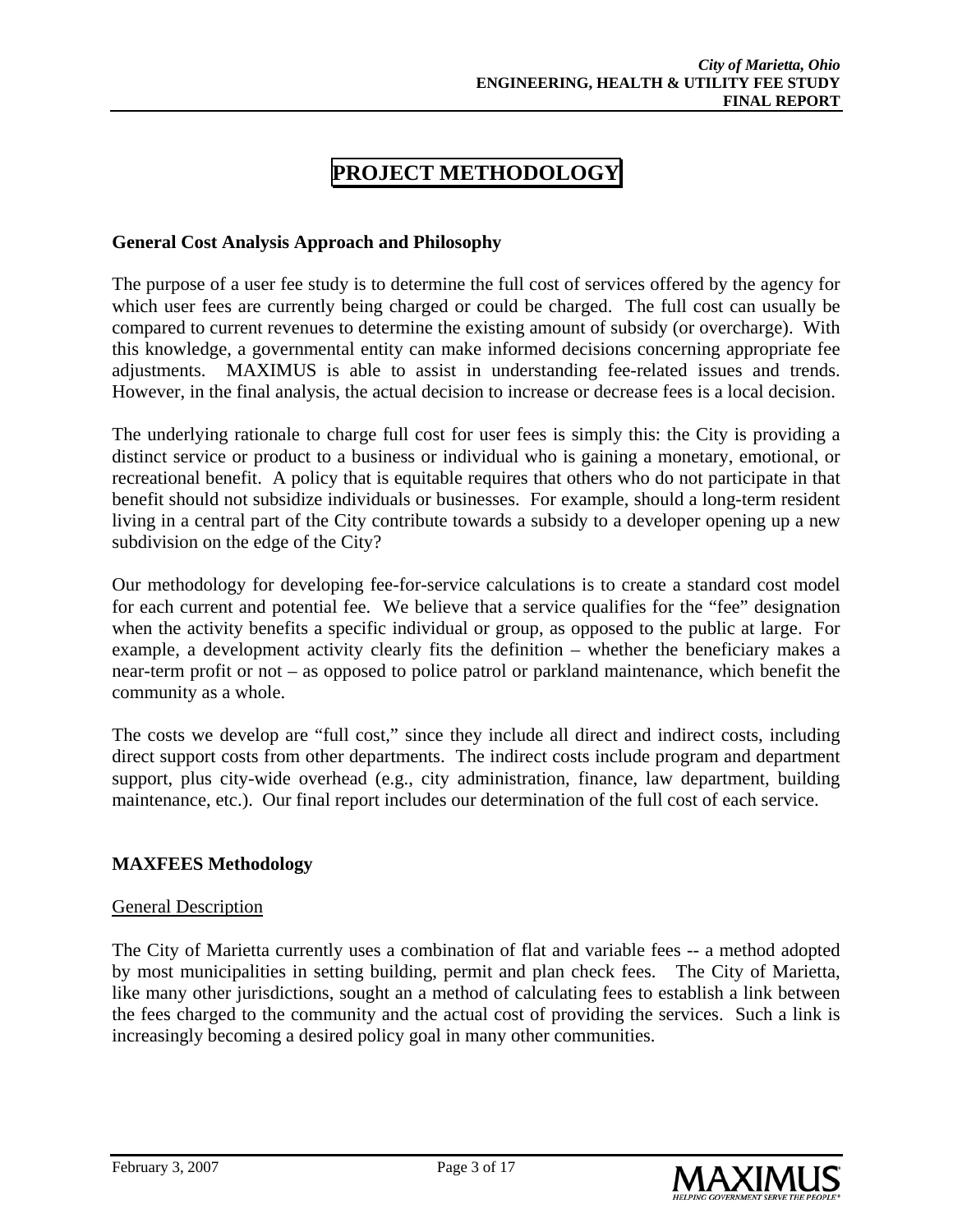# PROJECT METHODOLOGY

### General Cost Analysis Approach and Philosophy

The purpose of a user fee study is to determine the full cost of services offered by the agency for which user fees are currently being charged or could be charged. The full cost can usually be compared to current revenues to determine the existing amount of subsidy (or overcharge). With this knowledge, a governmental entity can make informed decisions concerning appropriate fee adjustments. MAXIMUS is able to assist in understanding fee-related issues and trends. However, in the final analysis, the actual decision to increase or decrease fees is a local decision.

The underlying rationale to charge full cost for user fees is simply this: the City is providing a distinct service or product to a business or individual who is gaining a monetary, emotional, or recreational benefit. A policy that is equitable requires that others who do not participate in that benefit should not subsidize individuals or businesses. For example, should a long-term resident living in a central part of the City contribute towards a subsidy to a developer opening up a new subdivision on the edge of the City?

Our methodology for developing fee-for-service calculations is to create a standard cost model for each current and potential fee. We believe that a service qualifies for the "fee" designation when the activity benefits a specific individual or group, as opposed to the public at large. For example, a development activity clearly fits the definition – whether the beneficiary makes a near-term profit or not – as opposed to police patrol or parkland maintenance, which benefit the community as a whole.

The costs we develop are "full cost," since they include all direct and indirect costs, including direct support costs from other departments. The indirect costs include program and department support, plus city-wide overhead (e.g., city administration, finance, law department, building maintenance, etc.). Our final report includes our determination of the full cost of each service.

### MAXFEES Methodology

#### General Description

The City of Marietta currently uses a combination of flat and variable fees -- a method adopted by most municipalities in setting building, permit and plan check fees. The City of Marietta, like many other jurisdictions, sought an a method of calculating fees to establish a link between the fees charged to the community and the actual cost of providing the services. Such a link is increasingly becoming a desired policy goal in many other communities.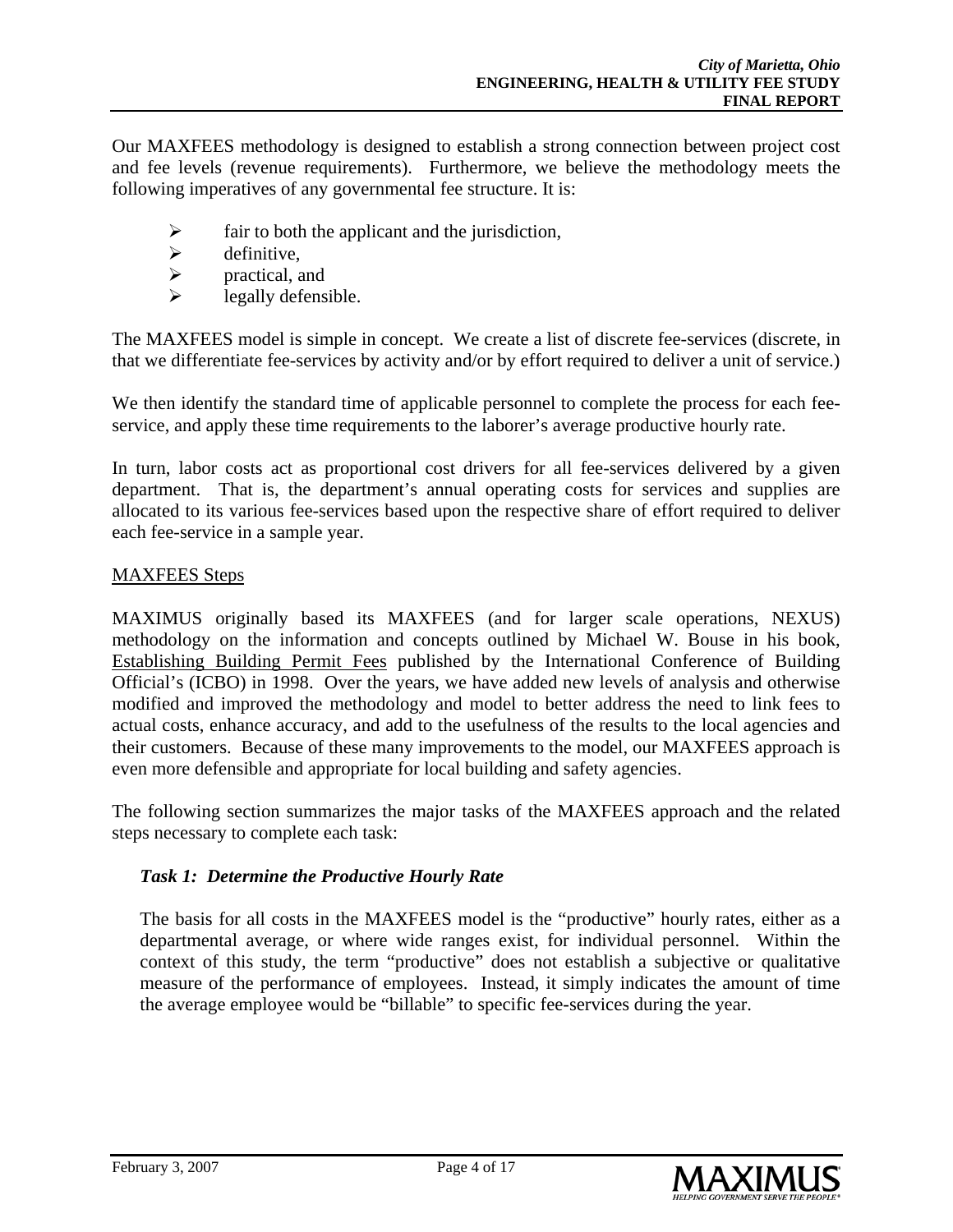Our MAXFEES methodology is designed to establish a strong connection between project cost and fee levels (revenue requirements). Furthermore, we believe the methodology meets the following imperatives of any governmental fee structure. It is:

- fair to both the applicant and the jurisdiction,
- definitive,
- practical, and
- legally defensible.

The MAXFEES model is simple in concept. We create a list of discrete fee-services (discrete, in that we differentiate fee-services by activity and/or by effort required to deliver a unit of service.)

We then identify the standard time of applicable personnel to complete the process for each fee-service, and apply these time requirements to the laborer's average productive hourly rate.

In turn, labor costs act as proportional cost drivers for all fee-services delivered by a given department. That is, the department's annual operating costs for services and supplies are allocated to its various fee-services based upon the respective share of effort required to deliver each fee-service in a sample year.

## MAXFEES Steps

MAXIMUS originally based its MAXFEES (and for larger scale operations, NEXUS) methodology on the information and concepts outlined by Michael W. Bouse in his book, Establishing Building Permit Fees published by the International Conference of Building Official's (ICBO) in 1998. Over the years, we have added new levels of analysis and otherwise modified and improved the methodology and model to better address the need to link fees to actual costs, enhance accuracy, and add to the usefulness of the results to the local agencies and their customers. Because of these many improvements to the model, our MAXFEES approach is even more defensible and appropriate for local building and safety agencies.

The following section summarizes the major tasks of the MAXFEES approach and the related steps necessary to complete each task:

### *Task 1: Determine the Productive Hourly Rate*

The basis for all costs in the MAXFEES model is the "productive" hourly rates, either as a departmental average, or where wide ranges exist, for individual personnel. Within the context of this study, the term "productive" does not establish a subjective or qualitative measure of the performance of employees. Instead, it simply indicates the amount of time the average employee would be "billable" to specific fee-services during the year.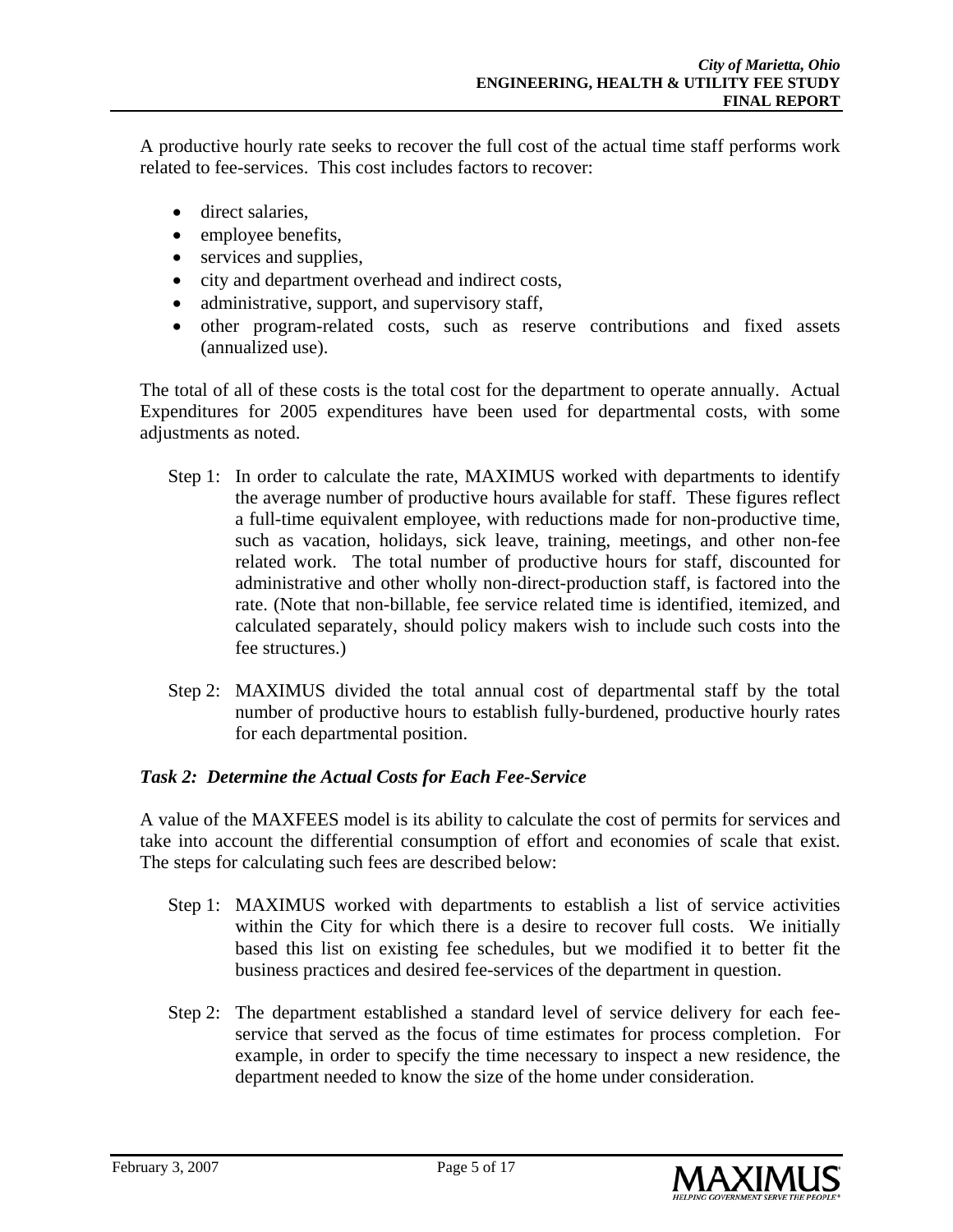A productive hourly rate seeks to recover the full cost of the actual time staff performs work related to fee-services. This cost includes factors to recover:

- direct salaries,
- employee benefits,
- services and supplies,
- city and department overhead and indirect costs,
- administrative, support, and supervisory staff,
- other program-related costs, such as reserve contributions and fixed assets (annualized use).

The total of all of these costs is the total cost for the department to operate annually. Actual Expenditures for 2005 expenditures have been used for departmental costs, with some adjustments as noted.

Step 1: In order to calculate the rate, MAXIMUS worked with departments to identify the average number of productive hours available for staff. These figures reflect a full-time equivalent employee, with reductions made for non-productive time, such as vacation, holidays, sick leave, training, meetings, and other non-fee related work. The total number of productive hours for staff, discounted for administrative and other wholly non-direct-production staff, is factored into the rate. (Note that non-billable, fee service related time is identified, itemized, and calculated separately, should policy makers wish to include such costs into the fee structures.)

Step 2: MAXIMUS divided the total annual cost of departmental staff by the total number of productive hours to establish fully-burdened, productive hourly rates for each departmental position.

### *Task 2: Determine the Actual Costs for Each Fee-Service*

A value of the MAXFEES model is its ability to calculate the cost of permits for services and take into account the differential consumption of effort and economies of scale that exist. The steps for calculating such fees are described below:

Step 1: MAXIMUS worked with departments to establish a list of service activities within the City for which there is a desire to recover full costs. We initially based this list on existing fee schedules, but we modified it to better fit the business practices and desired fee-services of the department in question.

Step 2: The department established a standard level of service delivery for each fee-service that served as the focus of time estimates for process completion. For example, in order to specify the time necessary to inspect a new residence, the department needed to know the size of the home under consideration.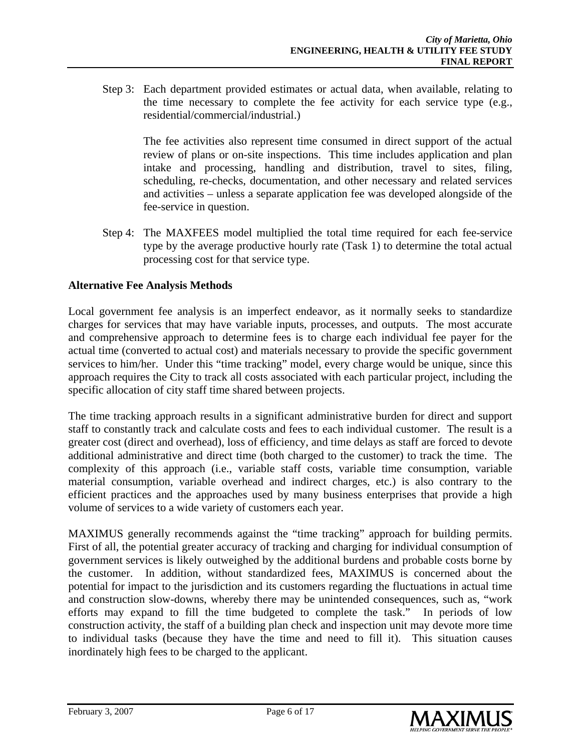Step 3: Each department provided estimates or actual data, when available, relating to the time necessary to complete the fee activity for each service type (e.g., residential/commercial/industrial.)

The fee activities also represent time consumed in direct support of the actual review of plans or on-site inspections. This time includes application and plan intake and processing, handling and distribution, travel to sites, filing, scheduling, re-checks, documentation, and other necessary and related services and activities – unless a separate application fee was developed alongside of the fee-service in question.

Step 4: The MAXFEES model multiplied the total time required for each fee-service type by the average productive hourly rate (Task 1) to determine the total actual processing cost for that service type.

**Alternative Fee Analysis Methods**

Local government fee analysis is an imperfect endeavor, as it normally seeks to standardize charges for services that may have variable inputs, processes, and outputs. The most accurate and comprehensive approach to determine fees is to charge each individual fee payer for the actual time (converted to actual cost) and materials necessary to provide the specific government services to him/her. Under this "time tracking" model, every charge would be unique, since this approach requires the City to track all costs associated with each particular project, including the specific allocation of city staff time shared between projects.

The time tracking approach results in a significant administrative burden for direct and support staff to constantly track and calculate costs and fees to each individual customer. The result is a greater cost (direct and overhead), loss of efficiency, and time delays as staff are forced to devote additional administrative and direct time (both charged to the customer) to track the time. The complexity of this approach (i.e., variable staff costs, variable time consumption, variable material consumption, variable overhead and indirect charges, etc.) is also contrary to the efficient practices and the approaches used by many business enterprises that provide a high volume of services to a wide variety of customers each year.

MAXIMUS generally recommends against the "time tracking" approach for building permits. First of all, the potential greater accuracy of tracking and charging for individual consumption of government services is likely outweighed by the additional burdens and probable costs borne by the customer. In addition, without standardized fees, MAXIMUS is concerned about the potential for impact to the jurisdiction and its customers regarding the fluctuations in actual time and construction slow-downs, whereby there may be unintended consequences, such as, "work efforts may expand to fill the time budgeted to complete the task." In periods of low construction activity, the staff of a building plan check and inspection unit may devote more time to individual tasks (because they have the time and need to fill it). This situation causes inordinately high fees to be charged to the applicant.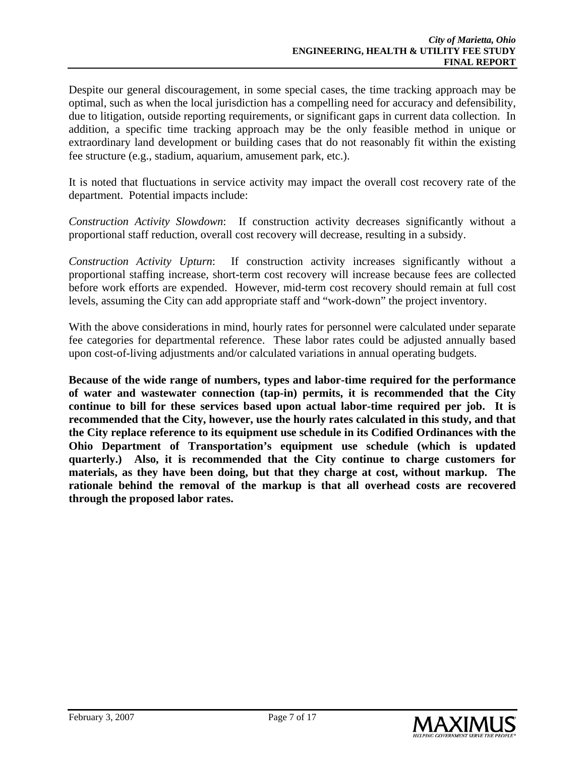Despite our general discouragement, in some special cases, the time tracking approach may be optimal, such as when the local jurisdiction has a compelling need for accuracy and defensibility, due to litigation, outside reporting requirements, or significant gaps in current data collection. In addition, a specific time tracking approach may be the only feasible method in unique or extraordinary land development or building cases that do not reasonably fit within the existing fee structure (e.g., stadium, aquarium, amusement park, etc.).

It is noted that fluctuations in service activity may impact the overall cost recovery rate of the department. Potential impacts include:

*Construction Activity Slowdown*: If construction activity decreases significantly without a proportional staff reduction, overall cost recovery will decrease, resulting in a subsidy.

*Construction Activity Upturn*: If construction activity increases significantly without a proportional staffing increase, short-term cost recovery will increase because fees are collected before work efforts are expended. However, mid-term cost recovery should remain at full cost levels, assuming the City can add appropriate staff and "work-down" the project inventory.

With the above considerations in mind, hourly rates for personnel were calculated under separate fee categories for departmental reference. These labor rates could be adjusted annually based upon cost-of-living adjustments and/or calculated variations in annual operating budgets.

**Because of the wide range of numbers, types and labor-time required for the performance of water and wastewater connection (tap-in) permits, it is recommended that the City continue to bill for these services based upon actual labor-time required per job. It is recommended that the City, however, use the hourly rates calculated in this study, and that the City replace reference to its equipment use schedule in its Codified Ordinances with the Ohio Department of Transportation's equipment use schedule (which is updated quarterly.) Also, it is recommended that the City continue to charge customers for materials, as they have been doing, but that they charge at cost, without markup. The rationale behind the removal of the markup is that all overhead costs are recovered through the proposed labor rates.**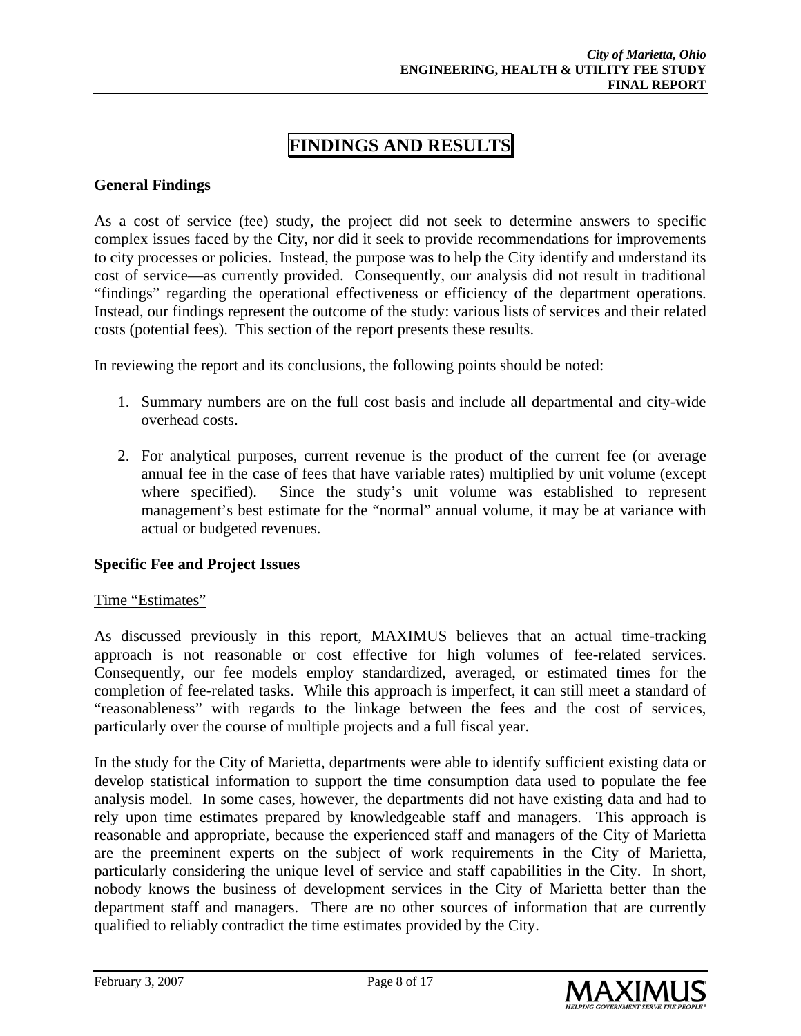# FINDINGS AND RESULTS

**General Findings**

As a cost of service (fee) study, the project did not seek to determine answers to specific complex issues faced by the City, nor did it seek to provide recommendations for improvements to city processes or policies. Instead, the purpose was to help the City identify and understand its cost of service—as currently provided. Consequently, our analysis did not result in traditional "findings" regarding the operational effectiveness or efficiency of the department operations. Instead, our findings represent the outcome of the study: various lists of services and their related costs (potential fees). This section of the report presents these results.

In reviewing the report and its conclusions, the following points should be noted:

1. Summary numbers are on the full cost basis and include all departmental and city-wide overhead costs.

2. For analytical purposes, current revenue is the product of the current fee (or average annual fee in the case of fees that have variable rates) multiplied by unit volume (except where specified). Since the study's unit volume was established to represent management's best estimate for the "normal" annual volume, it may be at variance with actual or budgeted revenues.

**Specific Fee and Project Issues**

Time "Estimates"

As discussed previously in this report, MAXIMUS believes that an actual time-tracking approach is not reasonable or cost effective for high volumes of fee-related services. Consequently, our fee models employ standardized, averaged, or estimated times for the completion of fee-related tasks. While this approach is imperfect, it can still meet a standard of "reasonableness" with regards to the linkage between the fees and the cost of services, particularly over the course of multiple projects and a full fiscal year.

In the study for the City of Marietta, departments were able to identify sufficient existing data or develop statistical information to support the time consumption data used to populate the fee analysis model. In some cases, however, the departments did not have existing data and had to rely upon time estimates prepared by knowledgeable staff and managers. This approach is reasonable and appropriate, because the experienced staff and managers of the City of Marietta are the preeminent experts on the subject of work requirements in the City of Marietta, particularly considering the unique level of service and staff capabilities in the City. In short, nobody knows the business of development services in the City of Marietta better than the department staff and managers. There are no other sources of information that are currently qualified to reliably contradict the time estimates provided by the City.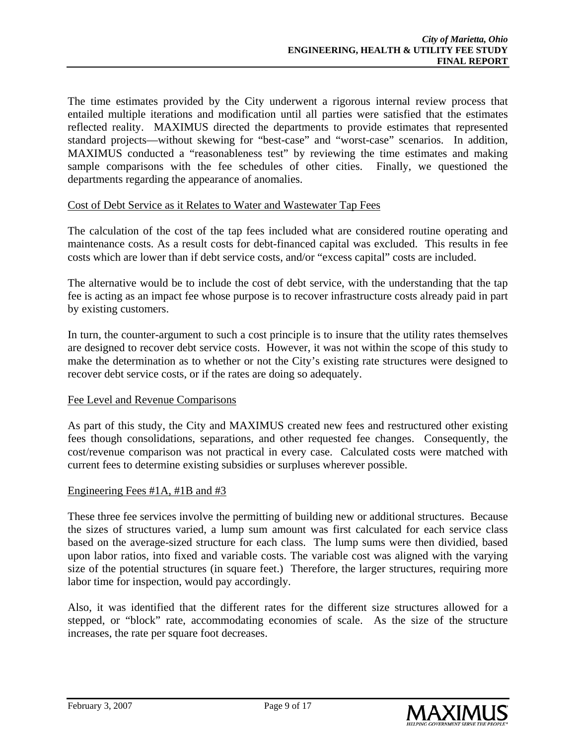The time estimates provided by the City underwent a rigorous internal review process that entailed multiple iterations and modification until all parties were satisfied that the estimates reflected reality. MAXIMUS directed the departments to provide estimates that represented standard projects—without skewing for "best-case" and "worst-case" scenarios. In addition, MAXIMUS conducted a "reasonableness test" by reviewing the time estimates and making sample comparisons with the fee schedules of other cities. Finally, we questioned the departments regarding the appearance of anomalies.

<u>Cost of Debt Service as it Relates to Water and Wastewater Tap Fees</u>

The calculation of the cost of the tap fees included what are considered routine operating and maintenance costs. As a result costs for debt-financed capital was excluded. This results in fee costs which are lower than if debt service costs, and/or "excess capital" costs are included.

The alternative would be to include the cost of debt service, with the understanding that the tap fee is acting as an impact fee whose purpose is to recover infrastructure costs already paid in part by existing customers.

In turn, the counter-argument to such a cost principle is to insure that the utility rates themselves are designed to recover debt service costs. However, it was not within the scope of this study to make the determination as to whether or not the City's existing rate structures were designed to recover debt service costs, or if the rates are doing so adequately.

<u>Fee Level and Revenue Comparisons</u>

As part of this study, the City and MAXIMUS created new fees and restructured other existing fees though consolidations, separations, and other requested fee changes. Consequently, the cost/revenue comparison was not practical in every case. Calculated costs were matched with current fees to determine existing subsidies or surpluses wherever possible.

<u>Engineering Fees #1A, #1B and #3</u>

These three fee services involve the permitting of building new or additional structures. Because the sizes of structures varied, a lump sum amount was first calculated for each service class based on the average-sized structure for each class. The lump sums were then dividied, based upon labor ratios, into fixed and variable costs. The variable cost was aligned with the varying size of the potential structures (in square feet.) Therefore, the larger structures, requiring more labor time for inspection, would pay accordingly.

Also, it was identified that the different rates for the different size structures allowed for a stepped, or "block" rate, accommodating economies of scale. As the size of the structure increases, the rate per square foot decreases.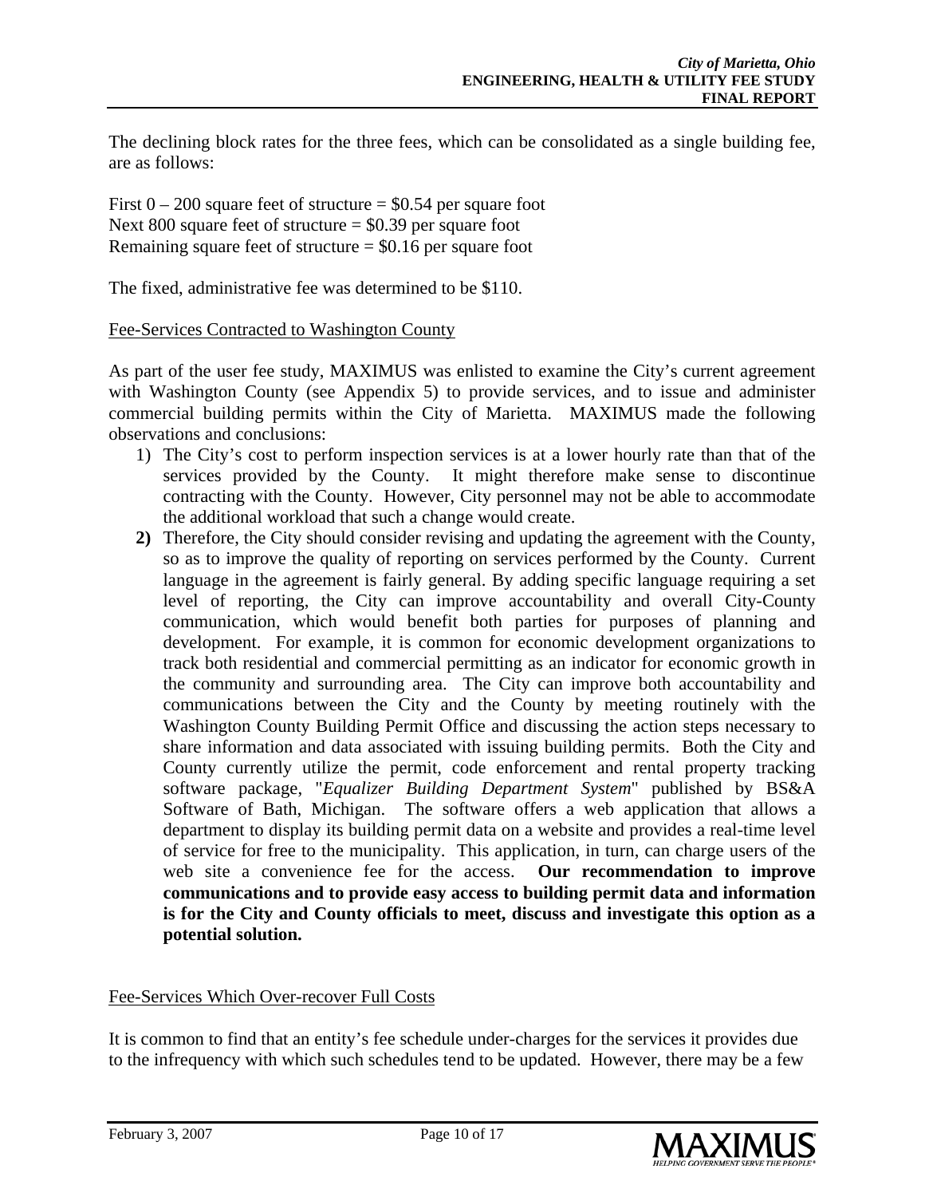The declining block rates for the three fees, which can be consolidated as a single building fee, are as follows:

First 0 – 200 square feet of structure = $0.54 per square foot
Next 800 square feet of structure = $0.39 per square foot
Remaining square feet of structure = $0.16 per square foot

The fixed, administrative fee was determined to be $110.

Fee-Services Contracted to Washington County

As part of the user fee study, MAXIMUS was enlisted to examine the City's current agreement with Washington County (see Appendix 5) to provide services, and to issue and administer commercial building permits within the City of Marietta. MAXIMUS made the following observations and conclusions:

1) The City's cost to perform inspection services is at a lower hourly rate than that of the services provided by the County. It might therefore make sense to discontinue contracting with the County. However, City personnel may not be able to accommodate the additional workload that such a change would create.
2) Therefore, the City should consider revising and updating the agreement with the County, so as to improve the quality of reporting on services performed by the County. Current language in the agreement is fairly general. By adding specific language requiring a set level of reporting, the City can improve accountability and overall City-County communication, which would benefit both parties for purposes of planning and development. For example, it is common for economic development organizations to track both residential and commercial permitting as an indicator for economic growth in the community and surrounding area. The City can improve both accountability and communications between the City and the County by meeting routinely with the Washington County Building Permit Office and discussing the action steps necessary to share information and data associated with issuing building permits. Both the City and County currently utilize the permit, code enforcement and rental property tracking software package, "*Equalizer Building Department System*" published by BS&A Software of Bath, Michigan. The software offers a web application that allows a department to display its building permit data on a website and provides a real-time level of service for free to the municipality. This application, in turn, can charge users of the web site a convenience fee for the access. **Our recommendation to improve communications and to provide easy access to building permit data and information is for the City and County officials to meet, discuss and investigate this option as a potential solution.**

Fee-Services Which Over-recover Full Costs

It is common to find that an entity's fee schedule under-charges for the services it provides due to the infrequency with which such schedules tend to be updated. However, there may be a few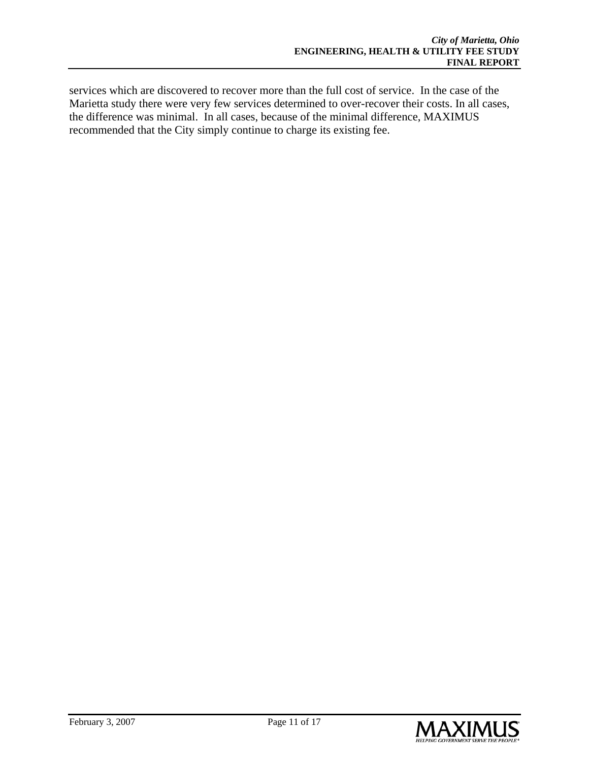services which are discovered to recover more than the full cost of service. In the case of the Marietta study there were very few services determined to over-recover their costs. In all cases, the difference was minimal. In all cases, because of the minimal difference, MAXIMUS recommended that the City simply continue to charge its existing fee.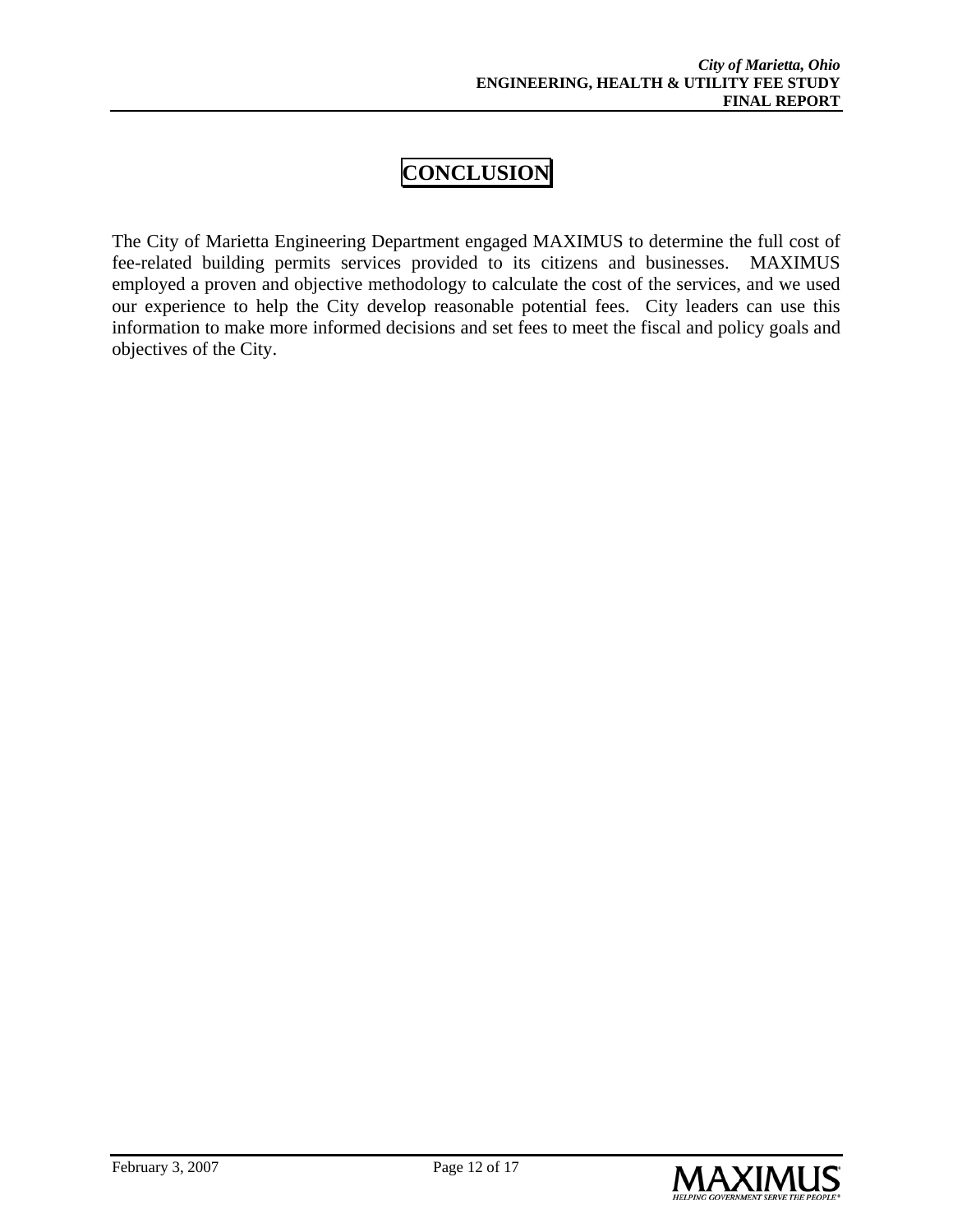# CONCLUSION

The City of Marietta Engineering Department engaged MAXIMUS to determine the full cost of fee-related building permits services provided to its citizens and businesses. MAXIMUS employed a proven and objective methodology to calculate the cost of the services, and we used our experience to help the City develop reasonable potential fees. City leaders can use this information to make more informed decisions and set fees to meet the fiscal and policy goals and objectives of the City.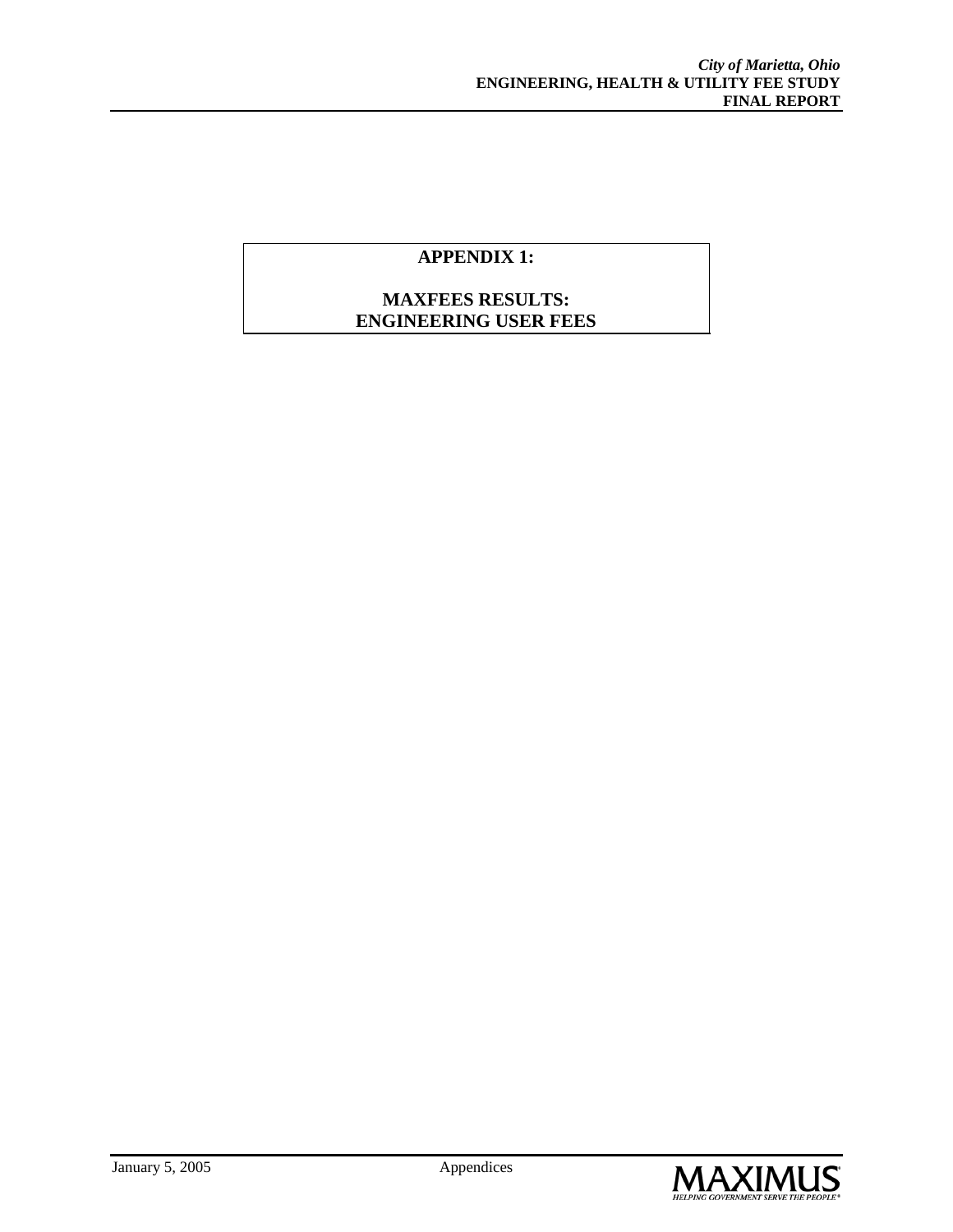# APPENDIX 1:

## MAXFEES RESULTS: ENGINEERING USER FEES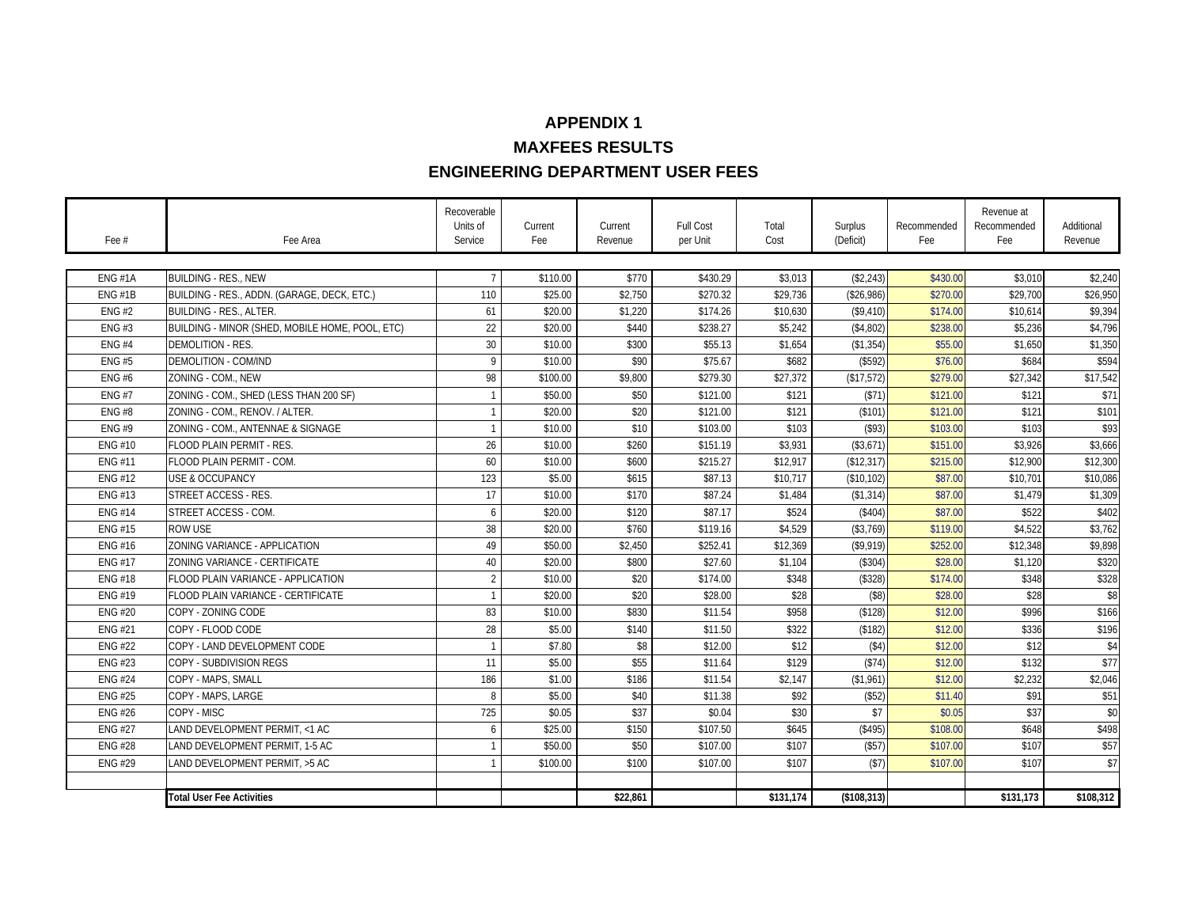# APPENDIX 1

## MAXFEES RESULTS

## ENGINEERING DEPARTMENT USER FEES

| Fee # | Fee Area | Recoverable Units of Service | Current Fee | Current Revenue | Full Cost per Unit | Total Cost | Surplus (Deficit) | Recommended Fee | Revenue at Recommended Fee | Additional Revenue |
|---|---|---|---|---|---|---|---|---|---|---|
| ENG #1A | BUILDING - RES., NEW | 7 | $110.00 | $770 | $430.29 | $3,013 | ($2,243) | $430.00 | $3,010 | $2,240 |
| ENG #1B | BUILDING - RES., ADDN. (GARAGE, DECK, ETC.) | 110 | $25.00 | $2,750 | $270.32 | $29,736 | ($26,986) | $270.00 | $29,700 | $26,950 |
| ENG #2 | BUILDING - RES., ALTER. | 61 | $20.00 | $1,220 | $174.26 | $10,630 | ($9,410) | $174.00 | $10,614 | $9,394 |
| ENG #3 | BUILDING - MINOR (SHED, MOBILE HOME, POOL, ETC) | 22 | $20.00 | $440 | $238.27 | $5,242 | ($4,802) | $238.00 | $5,236 | $4,796 |
| ENG #4 | DEMOLITION - RES. | 30 | $10.00 | $300 | $55.13 | $1,654 | ($1,354) | $55.00 | $1,650 | $1,350 |
| ENG #5 | DEMOLITION - COM/IND | 9 | $10.00 | $90 | $75.67 | $682 | ($592) | $76.00 | $684 | $594 |
| ENG #6 | ZONING - COM., NEW | 98 | $100.00 | $9,800 | $279.30 | $27,372 | ($17,572) | $279.00 | $27,342 | $17,542 |
| ENG #7 | ZONING - COM., SHED (LESS THAN 200 SF) | 1 | $50.00 | $50 | $121.00 | $121 | ($71) | $121.00 | $121 | $71 |
| ENG #8 | ZONING - COM., RENOV. / ALTER. | 1 | $20.00 | $20 | $121.00 | $121 | ($101) | $121.00 | $121 | $101 |
| ENG #9 | ZONING - COM., ANTENNAE & SIGNAGE | 1 | $10.00 | $10 | $103.00 | $103 | ($93) | $103.00 | $103 | $93 |
| ENG #10 | FLOOD PLAIN PERMIT - RES. | 26 | $10.00 | $260 | $151.19 | $3,931 | ($3,671) | $151.00 | $3,926 | $3,666 |
| ENG #11 | FLOOD PLAIN PERMIT - COM. | 60 | $10.00 | $600 | $215.27 | $12,917 | ($12,317) | $215.00 | $12,900 | $12,300 |
| ENG #12 | USE & OCCUPANCY | 123 | $5.00 | $615 | $87.13 | $10,717 | ($10,102) | $87.00 | $10,701 | $10,086 |
| ENG #13 | STREET ACCESS - RES. | 17 | $10.00 | $170 | $87.24 | $1,484 | ($1,314) | $87.00 | $1,479 | $1,309 |
| ENG #14 | STREET ACCESS - COM. | 6 | $20.00 | $120 | $87.17 | $524 | ($404) | $87.00 | $522 | $402 |
| ENG #15 | ROW USE | 38 | $20.00 | $760 | $119.16 | $4,529 | ($3,769) | $119.00 | $4,522 | $3,762 |
| ENG #16 | ZONING VARIANCE - APPLICATION | 49 | $50.00 | $2,450 | $252.41 | $12,369 | ($9,919) | $252.00 | $12,348 | $9,898 |
| ENG #17 | ZONING VARIANCE - CERTIFICATE | 40 | $20.00 | $800 | $27.60 | $1,104 | ($304) | $28.00 | $1,120 | $320 |
| ENG #18 | FLOOD PLAIN VARIANCE - APPLICATION | 2 | $10.00 | $20 | $174.00 | $348 | ($328) | $174.00 | $348 | $328 |
| ENG #19 | FLOOD PLAIN VARIANCE - CERTIFICATE | 1 | $20.00 | $20 | $28.00 | $28 | ($8) | $28.00 | $28 | $8 |
| ENG #20 | COPY - ZONING CODE | 83 | $10.00 | $830 | $11.54 | $958 | ($128) | $12.00 | $996 | $166 |
| ENG #21 | COPY - FLOOD CODE | 28 | $5.00 | $140 | $11.50 | $322 | ($182) | $12.00 | $336 | $196 |
| ENG #22 | COPY - LAND DEVELOPMENT CODE | 1 | $7.80 | $8 | $12.00 | $12 | ($4) | $12.00 | $12 | $4 |
| ENG #23 | COPY - SUBDIVISION REGS | 11 | $5.00 | $55 | $11.64 | $129 | ($74) | $12.00 | $132 | $77 |
| ENG #24 | COPY - MAPS, SMALL | 186 | $1.00 | $186 | $11.54 | $2,147 | ($1,961) | $12.00 | $2,232 | $2,046 |
| ENG #25 | COPY - MAPS, LARGE | 8 | $5.00 | $40 | $11.38 | $92 | ($52) | $11.40 | $91 | $51 |
| ENG #26 | COPY - MISC | 725 | $0.05 | $37 | $0.04 | $30 | $7 | $0.05 | $37 | $0 |
| ENG #27 | LAND DEVELOPMENT PERMIT, <1 AC | 6 | $25.00 | $150 | $107.50 | $645 | ($495) | $108.00 | $648 | $498 |
| ENG #28 | LAND DEVELOPMENT PERMIT, 1-5 AC | 1 | $50.00 | $50 | $107.00 | $107 | ($57) | $107.00 | $107 | $57 |
| ENG #29 | LAND DEVELOPMENT PERMIT, >5 AC | 1 | $100.00 | $100 | $107.00 | $107 | ($7) | $107.00 | $107 | $7 |
| | **Total User Fee Activities** | | | **$22,861** | | **$131,174** | **($108,313)** | | **$131,173** | **$108,312** |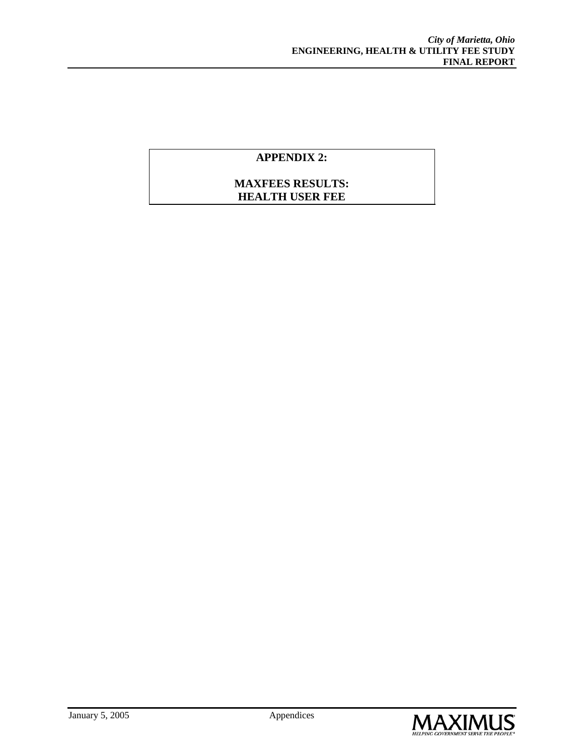**APPENDIX 2:**

**MAXFEES RESULTS:**
**HEALTH USER FEE**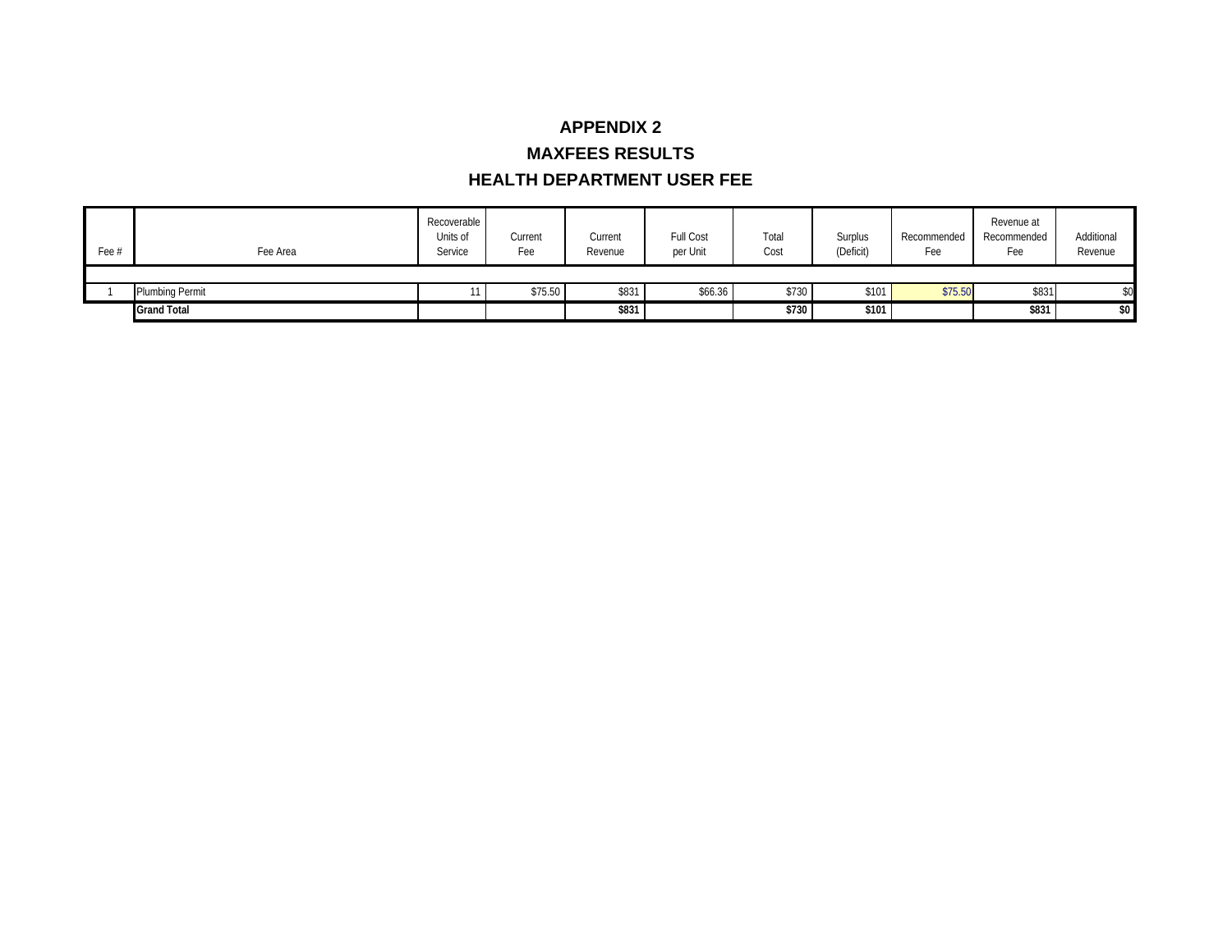# APPENDIX 2

## MAXFEES RESULTS

## HEALTH DEPARTMENT USER FEE

| Fee # | Fee Area | Recoverable Units of Service | Current Fee | Current Revenue | Full Cost per Unit | Total Cost | Surplus (Deficit) | Recommended Fee | Revenue at Recommended Fee | Additional Revenue |
|---|---|---|---|---|---|---|---|---|---|---|
| 1 | Plumbing Permit | 11 | $75.50 | $831 | $66.36 | $730 | $101 | $75.50 | $831 | $0 |
| | **Grand Total** | | | **$831** | | **$730** | **$101** | | **$831** | **$0** |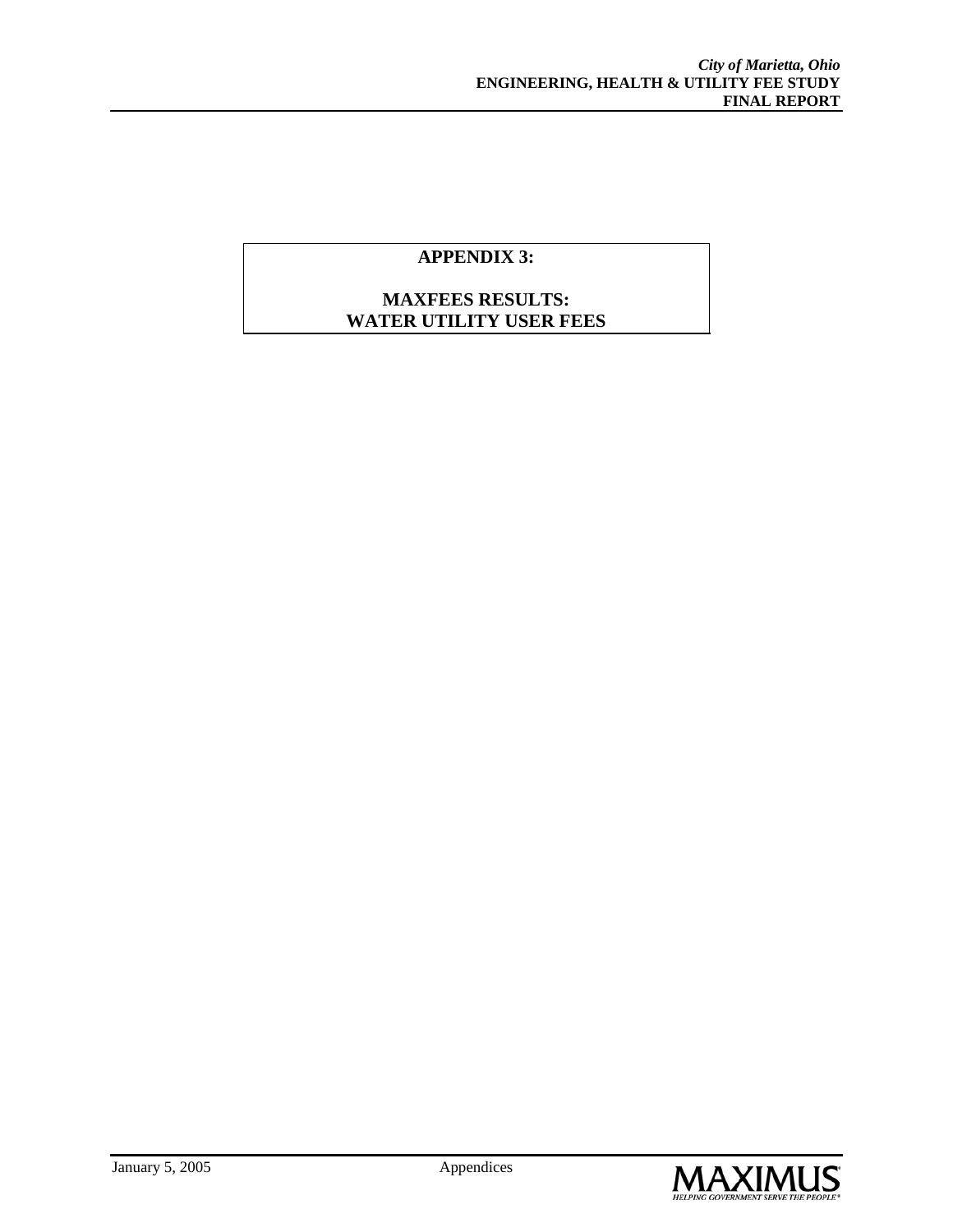# APPENDIX 3:

## MAXFEES RESULTS:
## WATER UTILITY USER FEES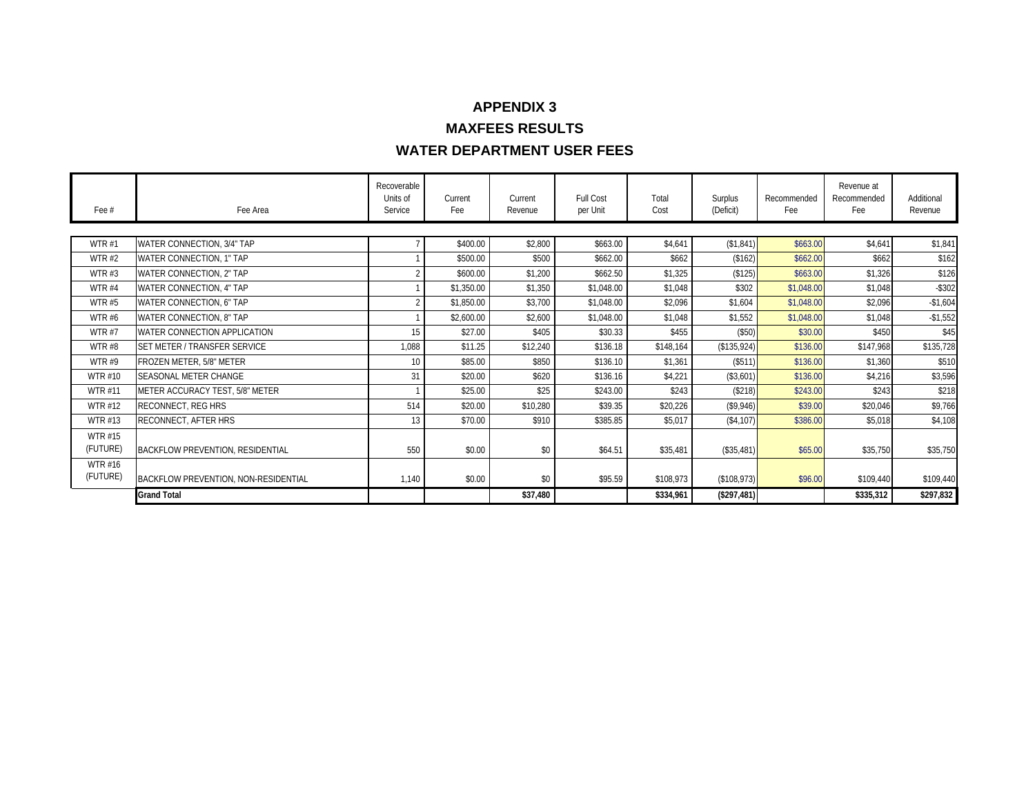# APPENDIX 3

## MAXFEES RESULTS

## WATER DEPARTMENT USER FEES

| Fee # | Fee Area | Recoverable Units of Service | Current Fee | Current Revenue | Full Cost per Unit | Total Cost | Surplus (Deficit) | Recommended Fee | Revenue at Recommended Fee | Additional Revenue |
|---|---|---|---|---|---|---|---|---|---|---|
| WTR #1 | WATER CONNECTION, 3/4" TAP | 7 | $400.00 | $2,800 | $663.00 | $4,641 | ($1,841) | $663.00 | $4,641 | $1,841 |
| WTR #2 | WATER CONNECTION, 1" TAP | 1 | $500.00 | $500 | $662.00 | $662 | ($162) | $662.00 | $662 | $162 |
| WTR #3 | WATER CONNECTION, 2" TAP | 2 | $600.00 | $1,200 | $662.50 | $1,325 | ($125) | $663.00 | $1,326 | $126 |
| WTR #4 | WATER CONNECTION, 4" TAP | 1 | $1,350.00 | $1,350 | $1,048.00 | $1,048 | $302 | $1,048.00 | $1,048 | -$302 |
| WTR #5 | WATER CONNECTION, 6" TAP | 2 | $1,850.00 | $3,700 | $1,048.00 | $2,096 | $1,604 | $1,048.00 | $2,096 | -$1,604 |
| WTR #6 | WATER CONNECTION, 8" TAP | 1 | $2,600.00 | $2,600 | $1,048.00 | $1,048 | $1,552 | $1,048.00 | $1,048 | -$1,552 |
| WTR #7 | WATER CONNECTION APPLICATION | 15 | $27.00 | $405 | $30.33 | $455 | ($50) | $30.00 | $450 | $45 |
| WTR #8 | SET METER / TRANSFER SERVICE | 1,088 | $11.25 | $12,240 | $136.18 | $148,164 | ($135,924) | $136.00 | $147,968 | $135,728 |
| WTR #9 | FROZEN METER, 5/8" METER | 10 | $85.00 | $850 | $136.10 | $1,361 | ($511) | $136.00 | $1,360 | $510 |
| WTR #10 | SEASONAL METER CHANGE | 31 | $20.00 | $620 | $136.16 | $4,221 | ($3,601) | $136.00 | $4,216 | $3,596 |
| WTR #11 | METER ACCURACY TEST, 5/8" METER | 1 | $25.00 | $25 | $243.00 | $243 | ($218) | $243.00 | $243 | $218 |
| WTR #12 | RECONNECT, REG HRS | 514 | $20.00 | $10,280 | $39.35 | $20,226 | ($9,946) | $39.00 | $20,046 | $9,766 |
| WTR #13 | RECONNECT, AFTER HRS | 13 | $70.00 | $910 | $385.85 | $5,017 | ($4,107) | $386.00 | $5,018 | $4,108 |
| WTR #15 (FUTURE) | BACKFLOW PREVENTION, RESIDENTIAL | 550 | $0.00 | $0 | $64.51 | $35,481 | ($35,481) | $65.00 | $35,750 | $35,750 |
| WTR #16 (FUTURE) | BACKFLOW PREVENTION, NON-RESIDENTIAL | 1,140 | $0.00 | $0 | $95.59 | $108,973 | ($108,973) | $96.00 | $109,440 | $109,440 |
| | **Grand Total** | | | **$37,480** | | **$334,961** | **($297,481)** | | **$335,312** | **$297,832** |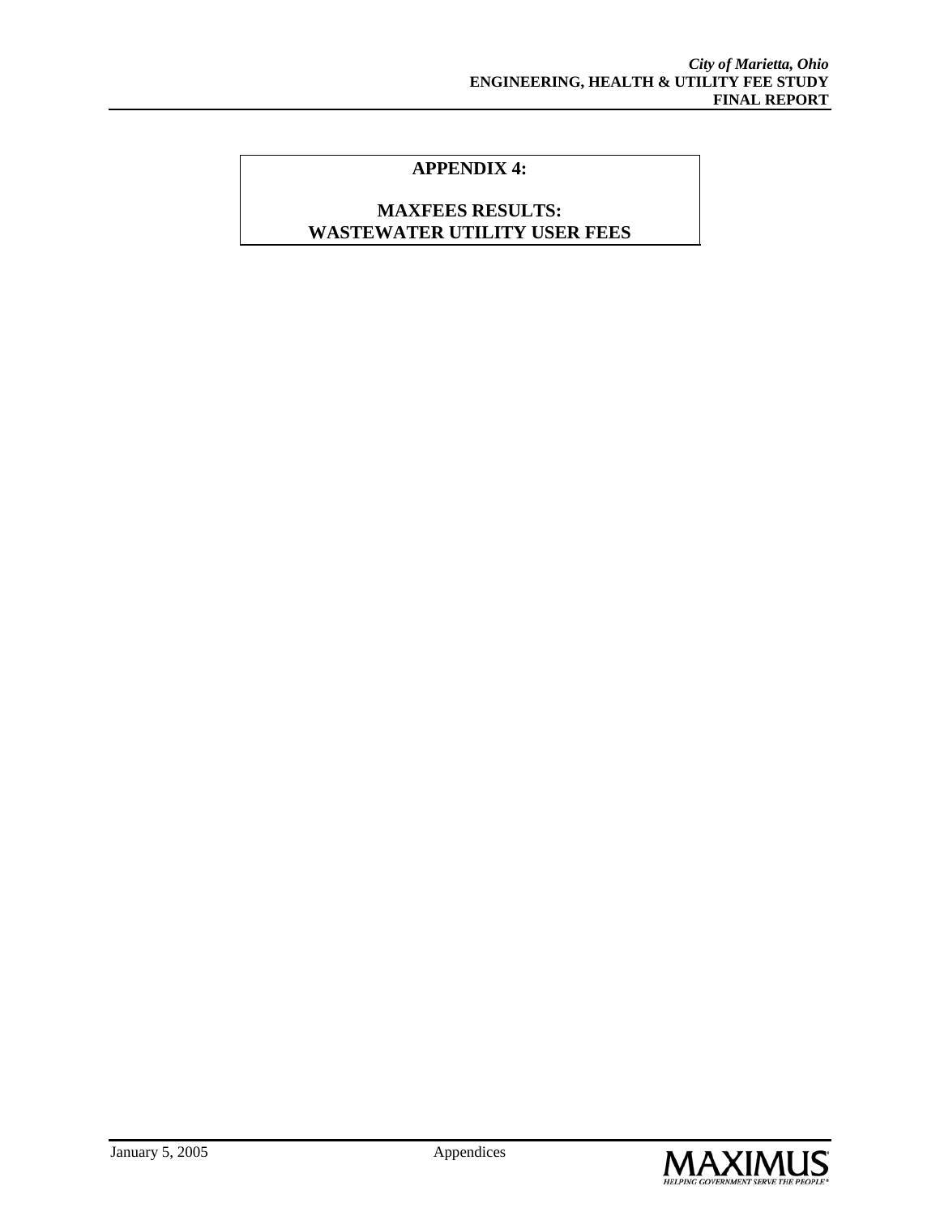# APPENDIX 4:

## MAXFEES RESULTS:
## WASTEWATER UTILITY USER FEES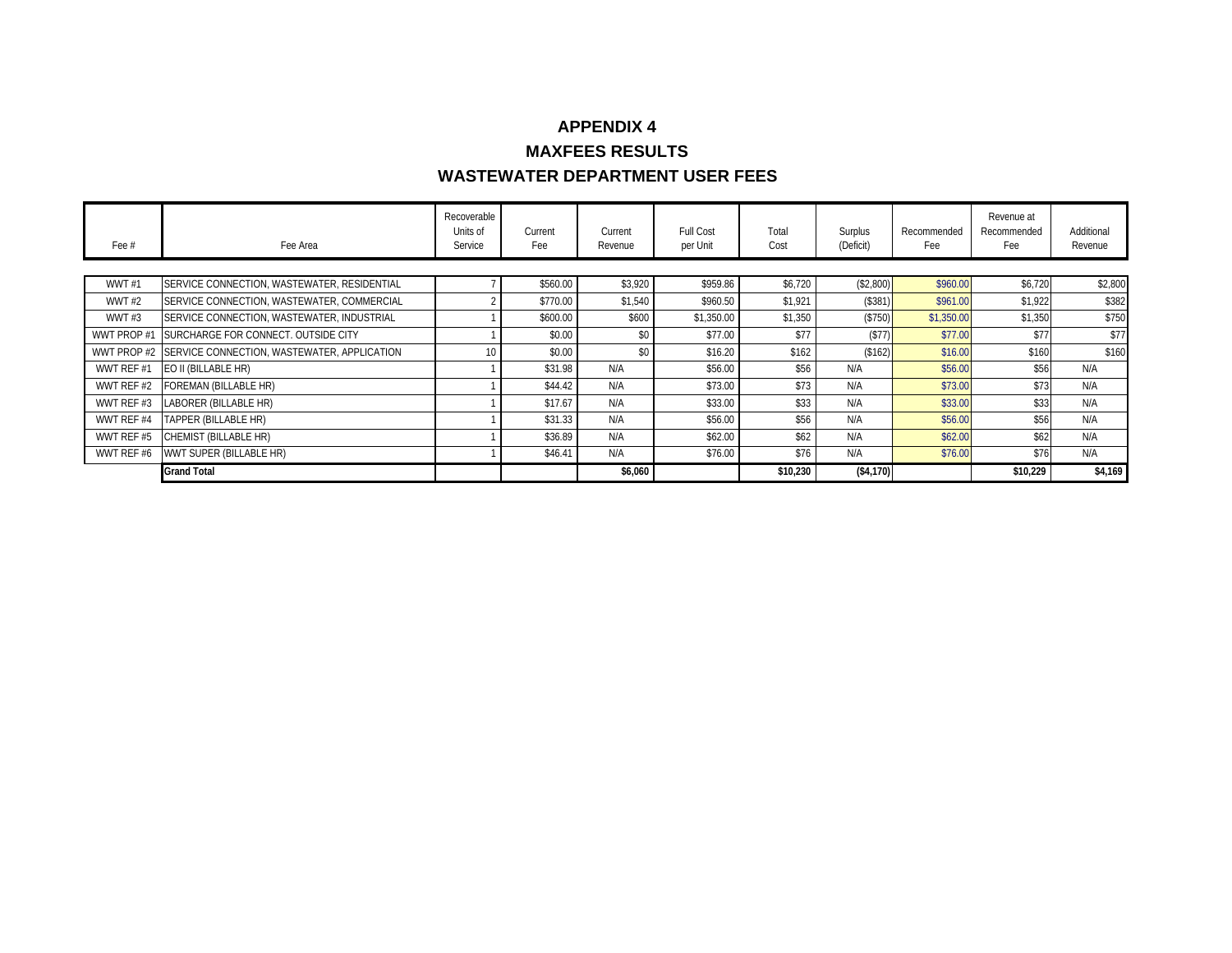# APPENDIX 4

## MAXFEES RESULTS

## WASTEWATER DEPARTMENT USER FEES

| Fee # | Fee Area | Recoverable Units of Service | Current Fee | Current Revenue | Full Cost per Unit | Total Cost | Surplus (Deficit) | Recommended Fee | Revenue at Recommended Fee | Additional Revenue |
|---|---|---|---|---|---|---|---|---|---|---|
| WWT #1 | SERVICE CONNECTION, WASTEWATER, RESIDENTIAL | 7 | $560.00 | $3,920 | $959.86 | $6,720 | ($2,800) | $960.00 | $6,720 | $2,800 |
| WWT #2 | SERVICE CONNECTION, WASTEWATER, COMMERCIAL | 2 | $770.00 | $1,540 | $960.50 | $1,921 | ($381) | $961.00 | $1,922 | $382 |
| WWT #3 | SERVICE CONNECTION, WASTEWATER, INDUSTRIAL | 1 | $600.00 | $600 | $1,350.00 | $1,350 | ($750) | $1,350.00 | $1,350 | $750 |
| WWT PROP #1 | SURCHARGE FOR CONNECT. OUTSIDE CITY | 1 | $0.00 | $0 | $77.00 | $77 | ($77) | $77.00 | $77 | $77 |
| WWT PROP #2 | SERVICE CONNECTION, WASTEWATER, APPLICATION | 10 | $0.00 | $0 | $16.20 | $162 | ($162) | $16.00 | $160 | $160 |
| WWT REF #1 | EO II (BILLABLE HR) | 1 | $31.98 | N/A | $56.00 | $56 | N/A | $56.00 | $56 | N/A |
| WWT REF #2 | FOREMAN (BILLABLE HR) | 1 | $44.42 | N/A | $73.00 | $73 | N/A | $73.00 | $73 | N/A |
| WWT REF #3 | LABORER (BILLABLE HR) | 1 | $17.67 | N/A | $33.00 | $33 | N/A | $33.00 | $33 | N/A |
| WWT REF #4 | TAPPER (BILLABLE HR) | 1 | $31.33 | N/A | $56.00 | $56 | N/A | $56.00 | $56 | N/A |
| WWT REF #5 | CHEMIST (BILLABLE HR) | 1 | $36.89 | N/A | $62.00 | $62 | N/A | $62.00 | $62 | N/A |
| WWT REF #6 | WWT SUPER (BILLABLE HR) | 1 | $46.41 | N/A | $76.00 | $76 | N/A | $76.00 | $76 | N/A |
| | **Grand Total** | | | **$6,060** | | **$10,230** | **($4,170)** | | **$10,229** | **$4,169** |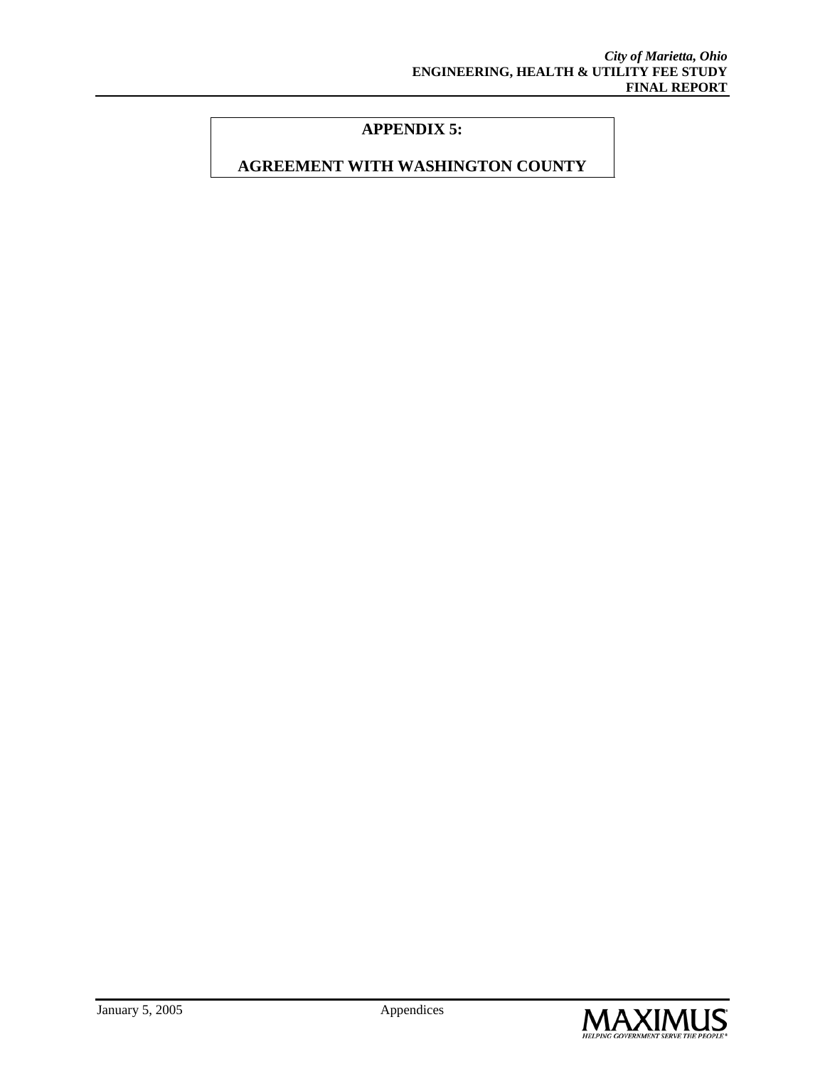# APPENDIX 5:

# AGREEMENT WITH WASHINGTON COUNTY